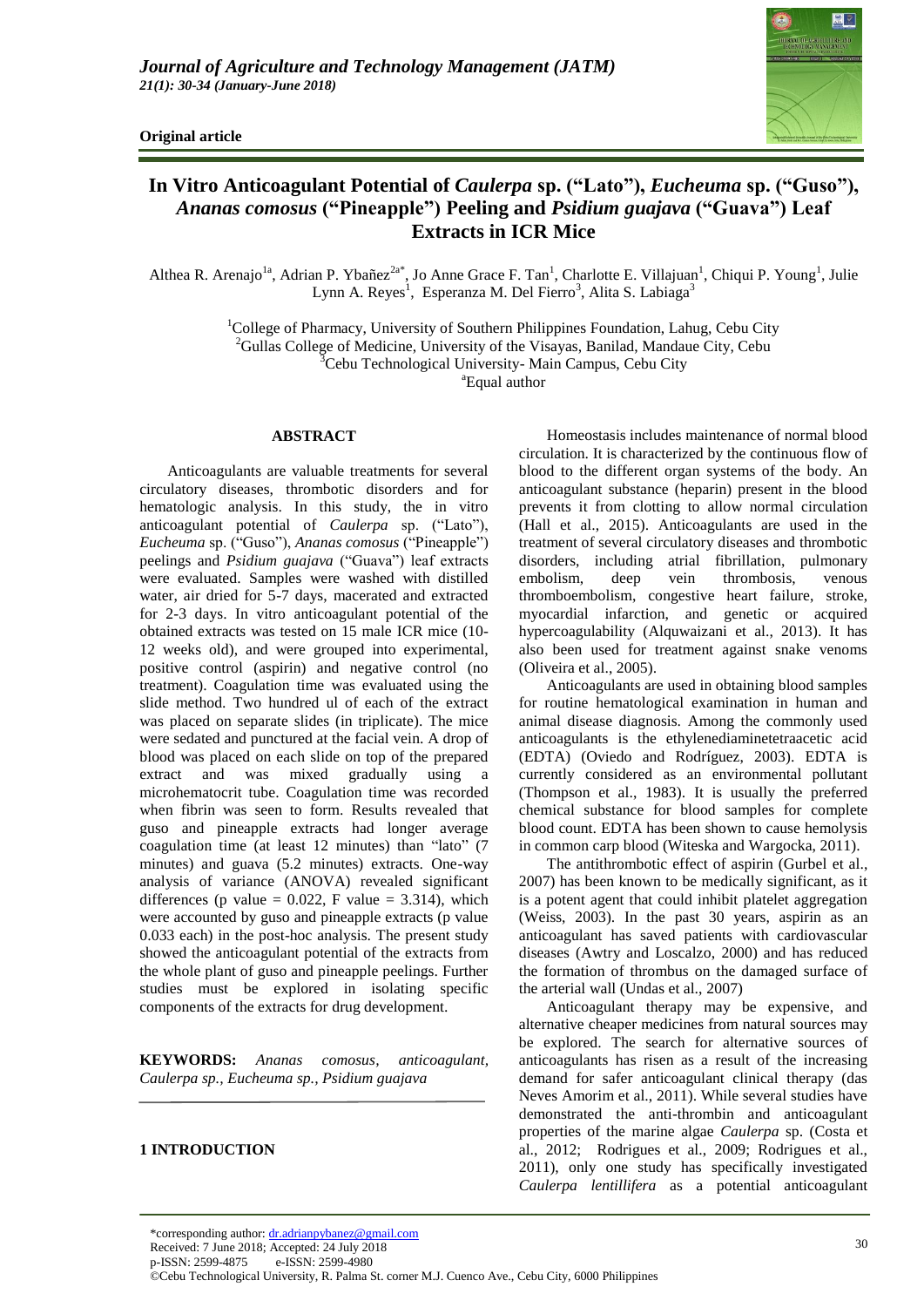Original article

# In Vitro Anticoagulant Potential of *Caulerpa* sp. ("Lato"), *Eucheuma* sp. ("Guso"), *Ananas comosus* ("Pineapple") Peeling and *Psidium guajava* ("Guava") Leaf Extracts in ICR Mice

Althea R. Arenajo[1a], Adrian P. Ybañez[2a*], Jo Anne Grace F. Tan[1], Charlotte E. Villajuan[1], Chiqui P. Young[1], Julie Lynn A. Reyes[1], Esperanza M. Del Fierro[3], Alita S. Labiaga[3]

[1]College of Pharmacy, University of Southern Philippines Foundation, Lahug, Cebu City
[2]Gullas College of Medicine, University of the Visayas, Banilad, Mandaue City, Cebu
[3]Cebu Technological University- Main Campus, Cebu City
[a]Equal author

## ABSTRACT

Anticoagulants are valuable treatments for several circulatory diseases, thrombotic disorders and for hematologic analysis. In this study, the in vitro anticoagulant potential of *Caulerpa* sp. ("Lato"), *Eucheuma* sp. ("Guso"), *Ananas comosus* ("Pineapple") peelings and *Psidium guajava* ("Guava") leaf extracts were evaluated. Samples were washed with distilled water, air dried for 5-7 days, macerated and extracted for 2-3 days. In vitro anticoagulant potential of the obtained extracts was tested on 15 male ICR mice (10-12 weeks old), and were grouped into experimental, positive control (aspirin) and negative control (no treatment). Coagulation time was evaluated using the slide method. Two hundred ul of each of the extract was placed on separate slides (in triplicate). The mice were sedated and punctured at the facial vein. A drop of blood was placed on each slide on top of the prepared extract and was mixed gradually using a microhematocrit tube. Coagulation time was recorded when fibrin was seen to form. Results revealed that guso and pineapple extracts had longer average coagulation time (at least 12 minutes) than "lato" (7 minutes) and guava (5.2 minutes) extracts. One-way analysis of variance (ANOVA) revealed significant differences (p value = 0.022, F value = 3.314), which were accounted by guso and pineapple extracts (p value 0.033 each) in the post-hoc analysis. The present study showed the anticoagulant potential of the extracts from the whole plant of guso and pineapple peelings. Further studies must be explored in isolating specific components of the extracts for drug development.

**KEYWORDS:** *Ananas comosus, anticoagulant, Caulerpa sp., Eucheuma sp., Psidium guajava*

## 1 INTRODUCTION

Homeostasis includes maintenance of normal blood circulation. It is characterized by the continuous flow of blood to the different organ systems of the body. An anticoagulant substance (heparin) present in the blood prevents it from clotting to allow normal circulation (Hall et al., 2015). Anticoagulants are used in the treatment of several circulatory diseases and thrombotic disorders, including atrial fibrillation, pulmonary embolism, deep vein thrombosis, venous thromboembolism, congestive heart failure, stroke, myocardial infarction, and genetic or acquired hypercoagulability (Alquwaizani et al., 2013). It has also been used for treatment against snake venoms (Oliveira et al., 2005).

Anticoagulants are used in obtaining blood samples for routine hematological examination in human and animal disease diagnosis. Among the commonly used anticoagulants is the ethylenediaminetetraacetic acid (EDTA) (Oviedo and Rodríguez, 2003). EDTA is currently considered as an environmental pollutant (Thompson et al., 1983). It is usually the preferred chemical substance for blood samples for complete blood count. EDTA has been shown to cause hemolysis in common carp blood (Witeska and Wargocka, 2011).

The antithrombotic effect of aspirin (Gurbel et al., 2007) has been known to be medically significant, as it is a potent agent that could inhibit platelet aggregation (Weiss, 2003). In the past 30 years, aspirin as an anticoagulant has saved patients with cardiovascular diseases (Awtry and Loscalzo, 2000) and has reduced the formation of thrombus on the damaged surface of the arterial wall (Undas et al., 2007)

Anticoagulant therapy may be expensive, and alternative cheaper medicines from natural sources may be explored. The search for alternative sources of anticoagulants has risen as a result of the increasing demand for safer anticoagulant clinical therapy (das Neves Amorim et al., 2011). While several studies have demonstrated the anti-thrombin and anticoagulant properties of the marine algae *Caulerpa* sp. (Costa et al., 2012; Rodrigues et al., 2009; Rodrigues et al., 2011), only one study has specifically investigated *Caulerpa lentillifera* as a potential anticoagulant

*corresponding author: dr.adrianpybanez@gmail.com
Received: 7 June 2018; Accepted: 24 July 2018
p-ISSN: 2599-4875 e-ISSN: 2599-4980
©Cebu Technological University, R. Palma St. corner M.J. Cuenco Ave., Cebu City, 6000 Philippines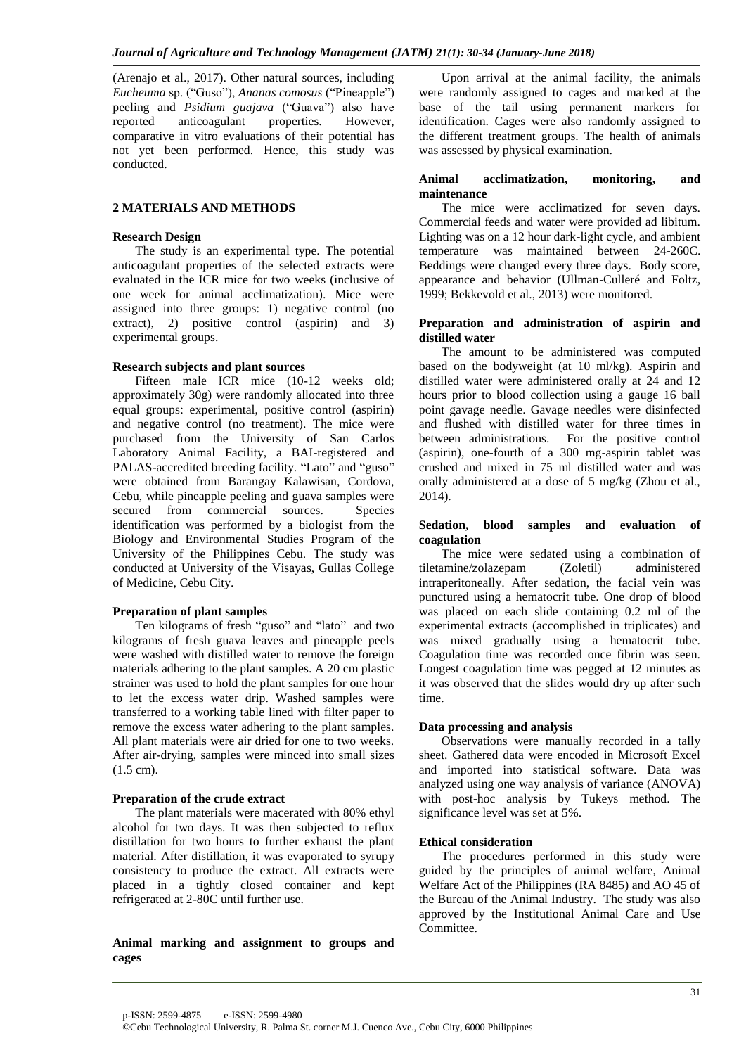(Arenajo et al., 2017). Other natural sources, including *Eucheuma* sp. ("Guso"), *Ananas comosus* ("Pineapple") peeling and *Psidium guajava* ("Guava") also have reported anticoagulant properties. However, comparative in vitro evaluations of their potential has not yet been performed. Hence, this study was conducted.

## 2 MATERIALS AND METHODS

### Research Design

The study is an experimental type. The potential anticoagulant properties of the selected extracts were evaluated in the ICR mice for two weeks (inclusive of one week for animal acclimatization). Mice were assigned into three groups: 1) negative control (no extract), 2) positive control (aspirin) and 3) experimental groups.

### Research subjects and plant sources

Fifteen male ICR mice (10-12 weeks old; approximately 30g) were randomly allocated into three equal groups: experimental, positive control (aspirin) and negative control (no treatment). The mice were purchased from the University of San Carlos Laboratory Animal Facility, a BAI-registered and PALAS-accredited breeding facility. "Lato" and "guso" were obtained from Barangay Kalawisan, Cordova, Cebu, while pineapple peeling and guava samples were secured from commercial sources. Species identification was performed by a biologist from the Biology and Environmental Studies Program of the University of the Philippines Cebu. The study was conducted at University of the Visayas, Gullas College of Medicine, Cebu City.

### Preparation of plant samples

Ten kilograms of fresh "guso" and "lato" and two kilograms of fresh guava leaves and pineapple peels were washed with distilled water to remove the foreign materials adhering to the plant samples. A 20 cm plastic strainer was used to hold the plant samples for one hour to let the excess water drip. Washed samples were transferred to a working table lined with filter paper to remove the excess water adhering to the plant samples. All plant materials were air dried for one to two weeks. After air-drying, samples were minced into small sizes (1.5 cm).

### Preparation of the crude extract

The plant materials were macerated with 80% ethyl alcohol for two days. It was then subjected to reflux distillation for two hours to further exhaust the plant material. After distillation, it was evaporated to syrupy consistency to produce the extract. All extracts were placed in a tightly closed container and kept refrigerated at 2-80C until further use.

### Animal marking and assignment to groups and cages

Upon arrival at the animal facility, the animals were randomly assigned to cages and marked at the base of the tail using permanent markers for identification. Cages were also randomly assigned to the different treatment groups. The health of animals was assessed by physical examination.

### Animal acclimatization, monitoring, and maintenance

The mice were acclimatized for seven days. Commercial feeds and water were provided ad libitum. Lighting was on a 12 hour dark-light cycle, and ambient temperature was maintained between 24-260C. Beddings were changed every three days. Body score, appearance and behavior (Ullman-Culleré and Foltz, 1999; Bekkevold et al., 2013) were monitored.

### Preparation and administration of aspirin and distilled water

The amount to be administered was computed based on the bodyweight (at 10 ml/kg). Aspirin and distilled water were administered orally at 24 and 12 hours prior to blood collection using a gauge 16 ball point gavage needle. Gavage needles were disinfected and flushed with distilled water for three times in between administrations. For the positive control (aspirin), one-fourth of a 300 mg-aspirin tablet was crushed and mixed in 75 ml distilled water and was orally administered at a dose of 5 mg/kg (Zhou et al., 2014).

### Sedation, blood samples and evaluation of coagulation

The mice were sedated using a combination of tiletamine/zolazepam (Zoletil) administered intraperitoneally. After sedation, the facial vein was punctured using a hematocrit tube. One drop of blood was placed on each slide containing 0.2 ml of the experimental extracts (accomplished in triplicates) and was mixed gradually using a hematocrit tube. Coagulation time was recorded once fibrin was seen. Longest coagulation time was pegged at 12 minutes as it was observed that the slides would dry up after such time.

### Data processing and analysis

Observations were manually recorded in a tally sheet. Gathered data were encoded in Microsoft Excel and imported into statistical software. Data was analyzed using one way analysis of variance (ANOVA) with post-hoc analysis by Tukeys method. The significance level was set at 5%.

### Ethical consideration

The procedures performed in this study were guided by the principles of animal welfare, Animal Welfare Act of the Philippines (RA 8485) and AO 45 of the Bureau of the Animal Industry. The study was also approved by the Institutional Animal Care and Use Committee.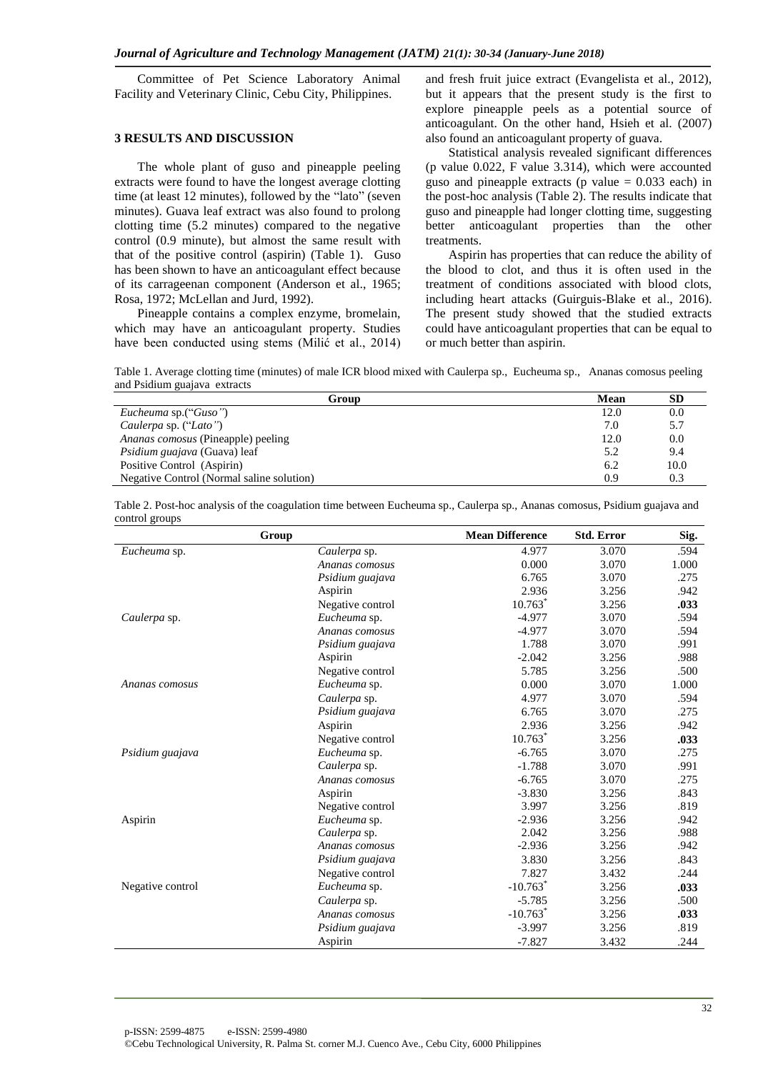Committee of Pet Science Laboratory Animal Facility and Veterinary Clinic, Cebu City, Philippines.

## 3 RESULTS AND DISCUSSION

The whole plant of guso and pineapple peeling extracts were found to have the longest average clotting time (at least 12 minutes), followed by the "lato" (seven minutes). Guava leaf extract was also found to prolong clotting time (5.2 minutes) compared to the negative control (0.9 minute), but almost the same result with that of the positive control (aspirin) (Table 1). Guso has been shown to have an anticoagulant effect because of its carrageenan component (Anderson et al., 1965; Rosa, 1972; McLellan and Jurd, 1992).

Pineapple contains a complex enzyme, bromelain, which may have an anticoagulant property. Studies have been conducted using stems (Milić et al., 2014) and fresh fruit juice extract (Evangelista et al., 2012), but it appears that the present study is the first to explore pineapple peels as a potential source of anticoagulant. On the other hand, Hsieh et al. (2007) also found an anticoagulant property of guava.

Statistical analysis revealed significant differences (p value 0.022, F value 3.314), which were accounted guso and pineapple extracts (p value = 0.033 each) in the post-hoc analysis (Table 2). The results indicate that guso and pineapple had longer clotting time, suggesting better anticoagulant properties than the other treatments.

Aspirin has properties that can reduce the ability of the blood to clot, and thus it is often used in the treatment of conditions associated with blood clots, including heart attacks (Guirguis-Blake et al., 2016). The present study showed that the studied extracts could have anticoagulant properties that can be equal to or much better than aspirin.

Table 1. Average clotting time (minutes) of male ICR blood mixed with Caulerpa sp., Eucheuma sp., Ananas comosus peeling and Psidium guajava extracts

| Group | Mean | SD |
|---|---|---|
| *Eucheuma* sp.("*Guso"*) | 12.0 | 0.0 |
| *Caulerpa* sp. ("*Lato"*) | 7.0 | 5.7 |
| *Ananas comosus* (Pineapple) peeling | 12.0 | 0.0 |
| *Psidium guajava* (Guava) leaf | 5.2 | 9.4 |
| Positive Control (Aspirin) | 6.2 | 10.0 |
| Negative Control (Normal saline solution) | 0.9 | 0.3 |

Table 2. Post-hoc analysis of the coagulation time between Eucheuma sp., Caulerpa sp., Ananas comosus, Psidium guajava and control groups

| Group | | Mean Difference | Std. Error | Sig. |
|---|---|---|---|---|
| *Eucheuma* sp. | *Caulerpa* sp. | 4.977 | 3.070 | .594 |
| | *Ananas comosus* | 0.000 | 3.070 | 1.000 |
| | *Psidium guajava* | 6.765 | 3.070 | .275 |
| | Aspirin | 2.936 | 3.256 | .942 |
| | Negative control | 10.763* | 3.256 | **.033** |
| *Caulerpa* sp. | *Eucheuma* sp. | -4.977 | 3.070 | .594 |
| | *Ananas comosus* | -4.977 | 3.070 | .594 |
| | *Psidium guajava* | 1.788 | 3.070 | .991 |
| | Aspirin | -2.042 | 3.256 | .988 |
| | Negative control | 5.785 | 3.256 | .500 |
| *Ananas comosus* | *Eucheuma* sp. | 0.000 | 3.070 | 1.000 |
| | *Caulerpa* sp. | 4.977 | 3.070 | .594 |
| | *Psidium guajava* | 6.765 | 3.070 | .275 |
| | Aspirin | 2.936 | 3.256 | .942 |
| | Negative control | 10.763* | 3.256 | **.033** |
| *Psidium guajava* | *Eucheuma* sp. | -6.765 | 3.070 | .275 |
| | *Caulerpa* sp. | -1.788 | 3.070 | .991 |
| | *Ananas comosus* | -6.765 | 3.070 | .275 |
| | Aspirin | -3.830 | 3.256 | .843 |
| | Negative control | 3.997 | 3.256 | .819 |
| Aspirin | *Eucheuma* sp. | -2.936 | 3.256 | .942 |
| | *Caulerpa* sp. | 2.042 | 3.256 | .988 |
| | *Ananas comosus* | -2.936 | 3.256 | .942 |
| | *Psidium guajava* | 3.830 | 3.256 | .843 |
| | Negative control | 7.827 | 3.432 | .244 |
| Negative control | *Eucheuma* sp. | -10.763* | 3.256 | **.033** |
| | *Caulerpa* sp. | -5.785 | 3.256 | .500 |
| | *Ananas comosus* | -10.763* | 3.256 | **.033** |
| | *Psidium guajava* | -3.997 | 3.256 | .819 |
| | Aspirin | -7.827 | 3.432 | .244 |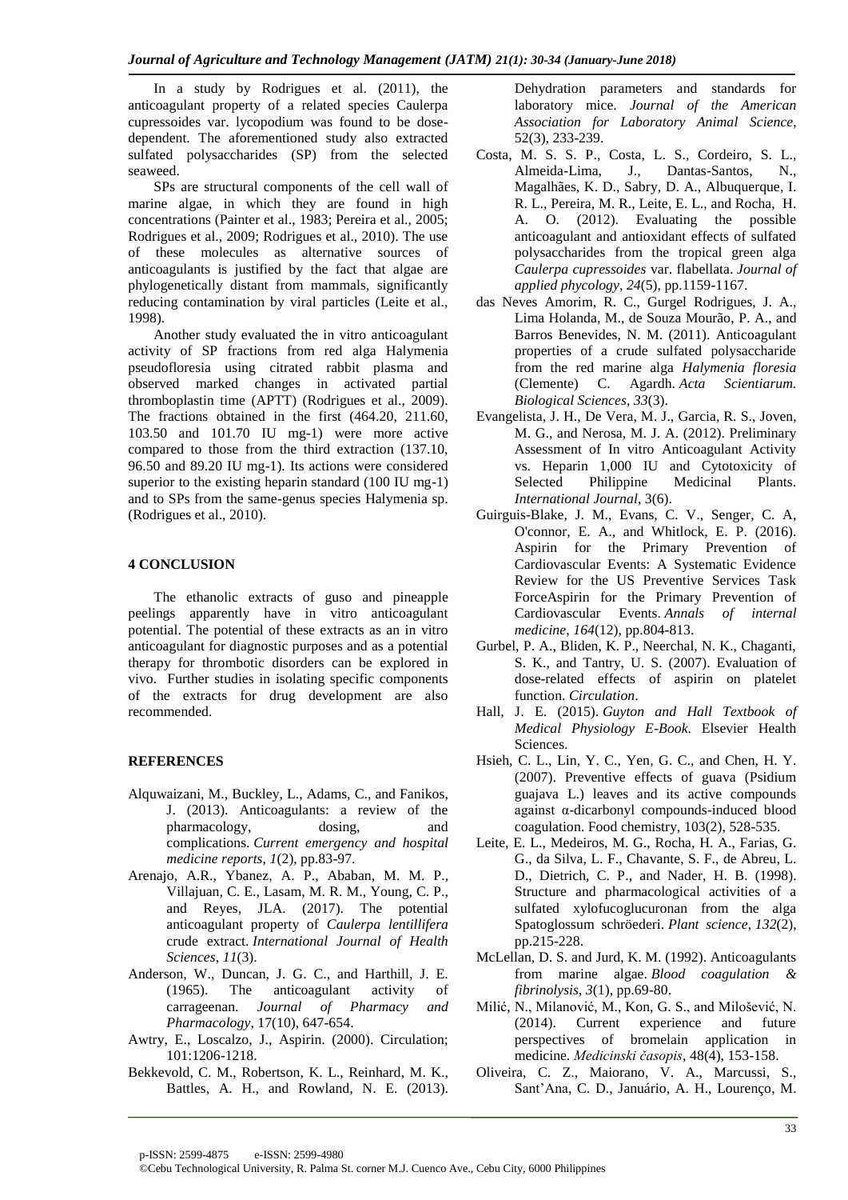In a study by Rodrigues et al. (2011), the anticoagulant property of a related species Caulerpa cupressoides var. lycopodium was found to be dose-dependent. The aforementioned study also extracted sulfated polysaccharides (SP) from the selected seaweed.

SPs are structural components of the cell wall of marine algae, in which they are found in high concentrations (Painter et al., 1983; Pereira et al., 2005; Rodrigues et al., 2009; Rodrigues et al., 2010). The use of these molecules as alternative sources of anticoagulants is justified by the fact that algae are phylogenetically distant from mammals, significantly reducing contamination by viral particles (Leite et al., 1998).

Another study evaluated the in vitro anticoagulant activity of SP fractions from red alga Halymenia pseudofloresia using citrated rabbit plasma and observed marked changes in activated partial thromboplastin time (APTT) (Rodrigues et al., 2009). The fractions obtained in the first (464.20, 211.60, 103.50 and 101.70 IU mg-1) were more active compared to those from the third extraction (137.10, 96.50 and 89.20 IU mg-1). Its actions were considered superior to the existing heparin standard (100 IU mg-1) and to SPs from the same-genus species Halymenia sp. (Rodrigues et al., 2010).

## 4 CONCLUSION

The ethanolic extracts of guso and pineapple peelings apparently have in vitro anticoagulant potential. The potential of these extracts as an in vitro anticoagulant for diagnostic purposes and as a potential therapy for thrombotic disorders can be explored in vivo. Further studies in isolating specific components of the extracts for drug development are also recommended.

## REFERENCES

Alquwaizani, M., Buckley, L., Adams, C., and Fanikos, J. (2013). Anticoagulants: a review of the pharmacology, dosing, and complications. *Current emergency and hospital medicine reports*, *1*(2), pp.83-97.

Arenajo, A.R., Ybanez, A. P., Ababan, M. M. P., Villajuan, C. E., Lasam, M. R. M., Young, C. P., and Reyes, JLA. (2017). The potential anticoagulant property of *Caulerpa lentillifera* crude extract. *International Journal of Health Sciences*, *11*(3).

Anderson, W., Duncan, J. G. C., and Harthill, J. E. (1965). The anticoagulant activity of carrageenan. *Journal of Pharmacy and Pharmacology*, 17(10), 647-654.

Awtry, E., Loscalzo, J., Aspirin. (2000). Circulation; 101:1206-1218.

Bekkevold, C. M., Robertson, K. L., Reinhard, M. K., Battles, A. H., and Rowland, N. E. (2013). Dehydration parameters and standards for laboratory mice. *Journal of the American Association for Laboratory Animal Science*, 52(3), 233-239.

Costa, M. S. S. P., Costa, L. S., Cordeiro, S. L., Almeida-Lima, J., Dantas-Santos, N., Magalhães, K. D., Sabry, D. A., Albuquerque, I. R. L., Pereira, M. R., Leite, E. L., and Rocha, H. A. O. (2012). Evaluating the possible anticoagulant and antioxidant effects of sulfated polysaccharides from the tropical green alga *Caulerpa cupressoides* var. flabellata. *Journal of applied phycology*, *24*(5), pp.1159-1167.

das Neves Amorim, R. C., Gurgel Rodrigues, J. A., Lima Holanda, M., de Souza Mourão, P. A., and Barros Benevides, N. M. (2011). Anticoagulant properties of a crude sulfated polysaccharide from the red marine alga *Halymenia floresia* (Clemente) C. Agardh. *Acta Scientiarum. Biological Sciences*, *33*(3).

Evangelista, J. H., De Vera, M. J., Garcia, R. S., Joven, M. G., and Nerosa, M. J. A. (2012). Preliminary Assessment of In vitro Anticoagulant Activity vs. Heparin 1,000 IU and Cytotoxicity of Selected Philippine Medicinal Plants. *International Journal*, 3(6).

Guirguis-Blake, J. M., Evans, C. V., Senger, C. A, O'connor, E. A., and Whitlock, E. P. (2016). Aspirin for the Primary Prevention of Cardiovascular Events: A Systematic Evidence Review for the US Preventive Services Task ForceAspirin for the Primary Prevention of Cardiovascular Events. *Annals of internal medicine*, *164*(12), pp.804-813.

Gurbel, P. A., Bliden, K. P., Neerchal, N. K., Chaganti, S. K., and Tantry, U. S. (2007). Evaluation of dose-related effects of aspirin on platelet function. *Circulation*.

Hall, J. E. (2015). *Guyton and Hall Textbook of Medical Physiology E-Book*. Elsevier Health Sciences.

Hsieh, C. L., Lin, Y. C., Yen, G. C., and Chen, H. Y. (2007). Preventive effects of guava (Psidium guajava L.) leaves and its active compounds against α-dicarbonyl compounds-induced blood coagulation. Food chemistry, 103(2), 528-535.

Leite, E. L., Medeiros, M. G., Rocha, H. A., Farias, G. G., da Silva, L. F., Chavante, S. F., de Abreu, L. D., Dietrich, C. P., and Nader, H. B. (1998). Structure and pharmacological activities of a sulfated xylofucoglucuronan from the alga Spatoglossum schröederi. *Plant science*, *132*(2), pp.215-228.

McLellan, D. S. and Jurd, K. M. (1992). Anticoagulants from marine algae. *Blood coagulation & fibrinolysis*, *3*(1), pp.69-80.

Milić, N., Milanović, M., Kon, G. S., and Milošević, N. (2014). Current experience and future perspectives of bromelain application in medicine. *Medicinski časopis*, 48(4), 153-158.

Oliveira, C. Z., Maiorano, V. A., Marcussi, S., Sant'Ana, C. D., Januário, A. H., Lourenço, M.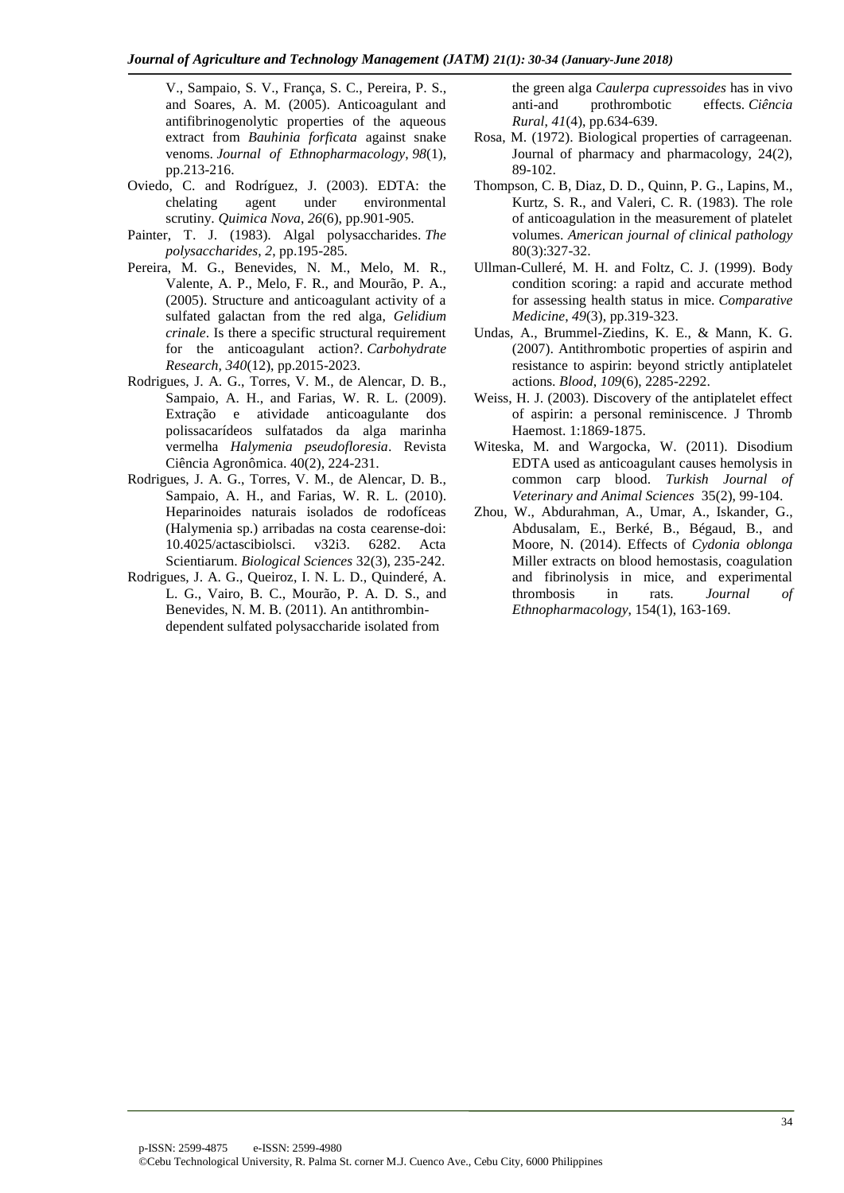V., Sampaio, S. V., França, S. C., Pereira, P. S., and Soares, A. M. (2005). Anticoagulant and antifibrinogenolytic properties of the aqueous extract from *Bauhinia forficata* against snake venoms. *Journal of Ethnopharmacology*, *98*(1), pp.213-216.

Oviedo, C. and Rodríguez, J. (2003). EDTA: the chelating agent under environmental scrutiny. *Quimica Nova*, *26*(6), pp.901-905.

Painter, T. J. (1983). Algal polysaccharides. *The polysaccharides*, *2*, pp.195-285.

Pereira, M. G., Benevides, N. M., Melo, M. R., Valente, A. P., Melo, F. R., and Mourão, P. A., (2005). Structure and anticoagulant activity of a sulfated galactan from the red alga, *Gelidium crinale*. Is there a specific structural requirement for the anticoagulant action?. *Carbohydrate Research*, *340*(12), pp.2015-2023.

Rodrigues, J. A. G., Torres, V. M., de Alencar, D. B., Sampaio, A. H., and Farias, W. R. L. (2009). Extração e atividade anticoagulante dos polissacarídeos sulfatados da alga marinha vermelha *Halymenia pseudofloresia*. Revista Ciência Agronômica. 40(2), 224-231.

Rodrigues, J. A. G., Torres, V. M., de Alencar, D. B., Sampaio, A. H., and Farias, W. R. L. (2010). Heparinoides naturais isolados de rodofíceas (Halymenia sp.) arribadas na costa cearense-doi: 10.4025/actascibiolsci. v32i3. 6282. Acta Scientiarum. *Biological Sciences* 32(3), 235-242.

Rodrigues, J. A. G., Queiroz, I. N. L. D., Quinderé, A. L. G., Vairo, B. C., Mourão, P. A. D. S., and Benevides, N. M. B. (2011). An antithrombin-dependent sulfated polysaccharide isolated from the green alga *Caulerpa cupressoides* has in vivo anti-and prothrombotic effects. *Ciência Rural*, *41*(4), pp.634-639.

Rosa, M. (1972). Biological properties of carrageenan. Journal of pharmacy and pharmacology, 24(2), 89-102.

Thompson, C. B, Diaz, D. D., Quinn, P. G., Lapins, M., Kurtz, S. R., and Valeri, C. R. (1983). The role of anticoagulation in the measurement of platelet volumes. *American journal of clinical pathology* 80(3):327-32.

Ullman-Culleré, M. H. and Foltz, C. J. (1999). Body condition scoring: a rapid and accurate method for assessing health status in mice. *Comparative Medicine*, *49*(3), pp.319-323.

Undas, A., Brummel-Ziedins, K. E., & Mann, K. G. (2007). Antithrombotic properties of aspirin and resistance to aspirin: beyond strictly antiplatelet actions. *Blood*, *109*(6), 2285-2292.

Weiss, H. J. (2003). Discovery of the antiplatelet effect of aspirin: a personal reminiscence. J Thromb Haemost. 1:1869-1875.

Witeska, M. and Wargocka, W. (2011). Disodium EDTA used as anticoagulant causes hemolysis in common carp blood. *Turkish Journal of Veterinary and Animal Sciences* 35(2), 99-104.

Zhou, W., Abdurahman, A., Umar, A., Iskander, G., Abdusalam, E., Berké, B., Bégaud, B., and Moore, N. (2014). Effects of *Cydonia oblonga* Miller extracts on blood hemostasis, coagulation and fibrinolysis in mice, and experimental thrombosis in rats. *Journal of Ethnopharmacology*, 154(1), 163-169.